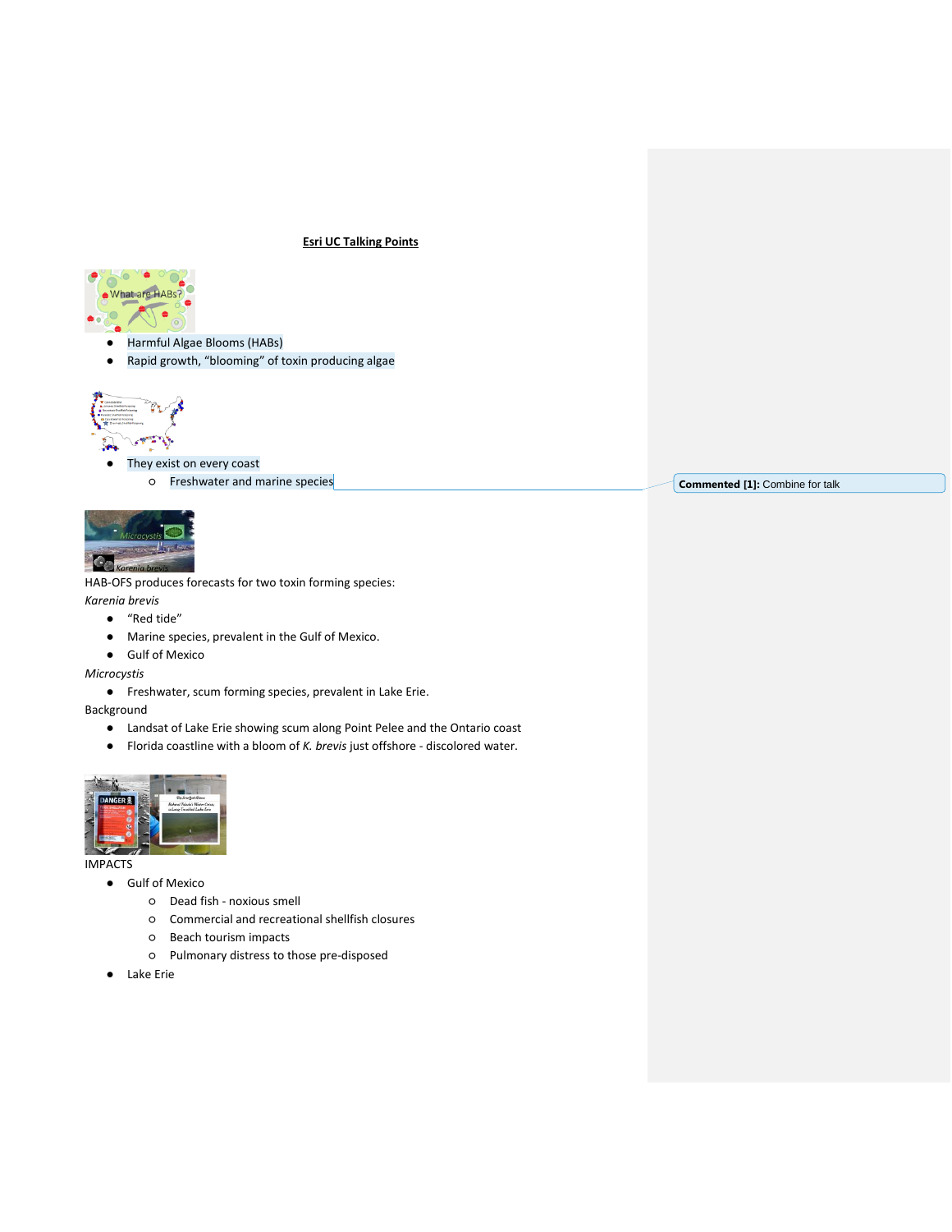**Esri UC Talking Points**

- Harmful Algae Blooms (HABs)
- Rapid growth, “blooming” of toxin producing algae

- They exist on every coast
  - Freshwater and marine species

Commented [1]: Combine for talk

HAB-OFS produces forecasts for two toxin forming species:

*Karenia brevis*

- “Red tide”
- Marine species, prevalent in the Gulf of Mexico.
- Gulf of Mexico

*Microcystis*

- Freshwater, scum forming species, prevalent in Lake Erie.

Background

- Landsat of Lake Erie showing scum along Point Pelee and the Ontario coast
- Florida coastline with a bloom of *K. brevis* just offshore - discolored water.

IMPACTS

- Gulf of Mexico
  - Dead fish - noxious smell
  - Commercial and recreational shellfish closures
  - Beach tourism impacts
  - Pulmonary distress to those pre-disposed
- Lake Erie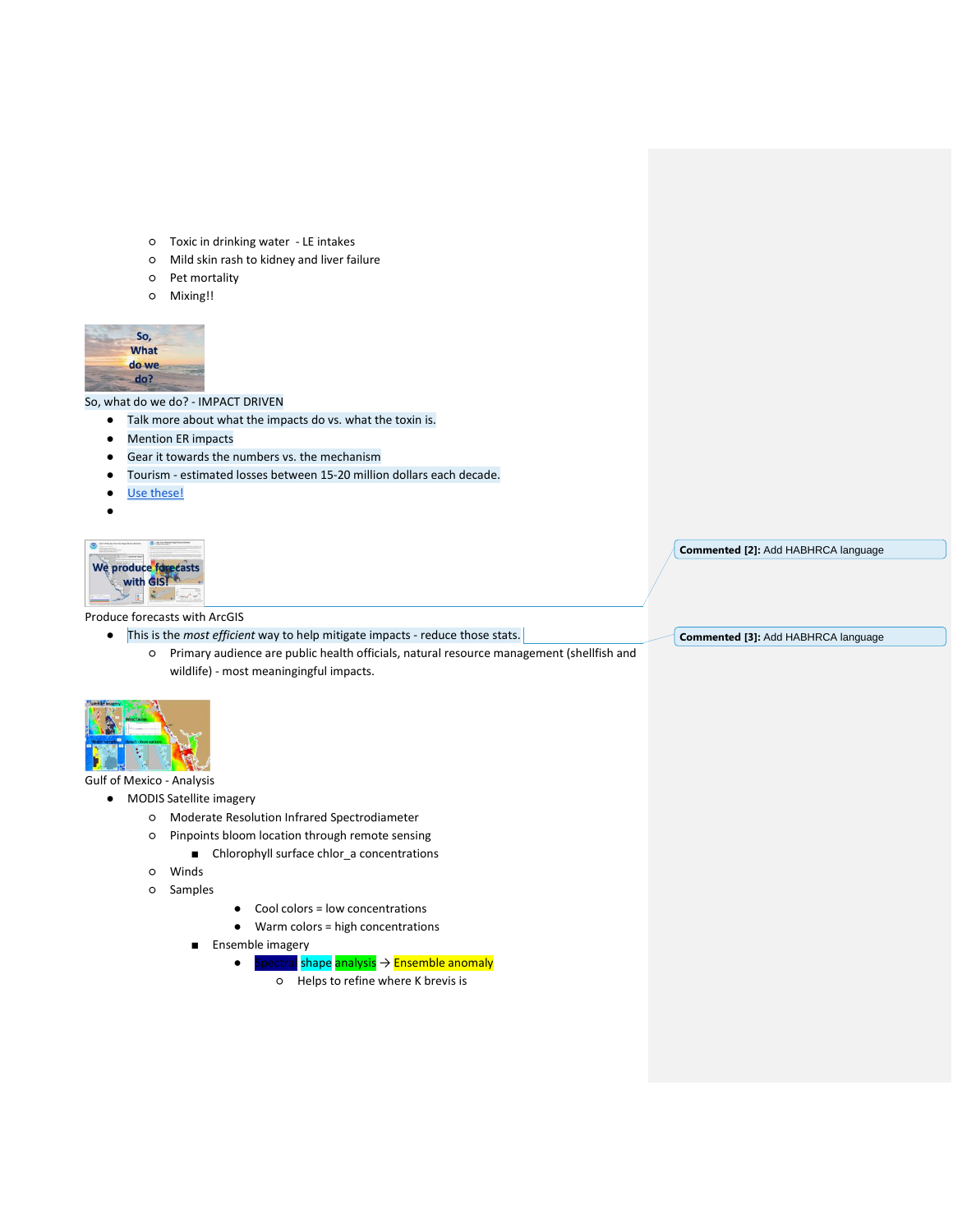- Toxic in drinking water - LE intakes
- Mild skin rash to kidney and liver failure
- Pet mortality
- Mixing!!

So, What do we do?

So, what do we do? - IMPACT DRIVEN

- Talk more about what the impacts do vs. what the toxin is.
- Mention ER impacts
- Gear it towards the numbers vs. the mechanism
- Tourism - estimated losses between 15-20 million dollars each decade.
- Use these!
-

We produce forecasts with GIS!

Produce forecasts with ArcGIS

- This is the *most efficient* way to help mitigate impacts - reduce those stats.
    - Primary audience are public health officials, natural resource management (shellfish and wildlife) - most meaningingful impacts.

**Commented [2]:** Add HABHRCA language

**Commented [3]:** Add HABHRCA language

Gulf of Mexico - Analysis

- MODIS Satellite imagery
    - Moderate Resolution Infrared Spectrodiameter
    - Pinpoints bloom location through remote sensing
        - Chlorophyll surface chlor_a concentrations
    - Winds
    - Samples
            - Cool colors = low concentrations
            - Warm colors = high concentrations
        - Ensemble imagery
            - Spectral shape analysis → Ensemble anomaly
                - Helps to refine where K brevis is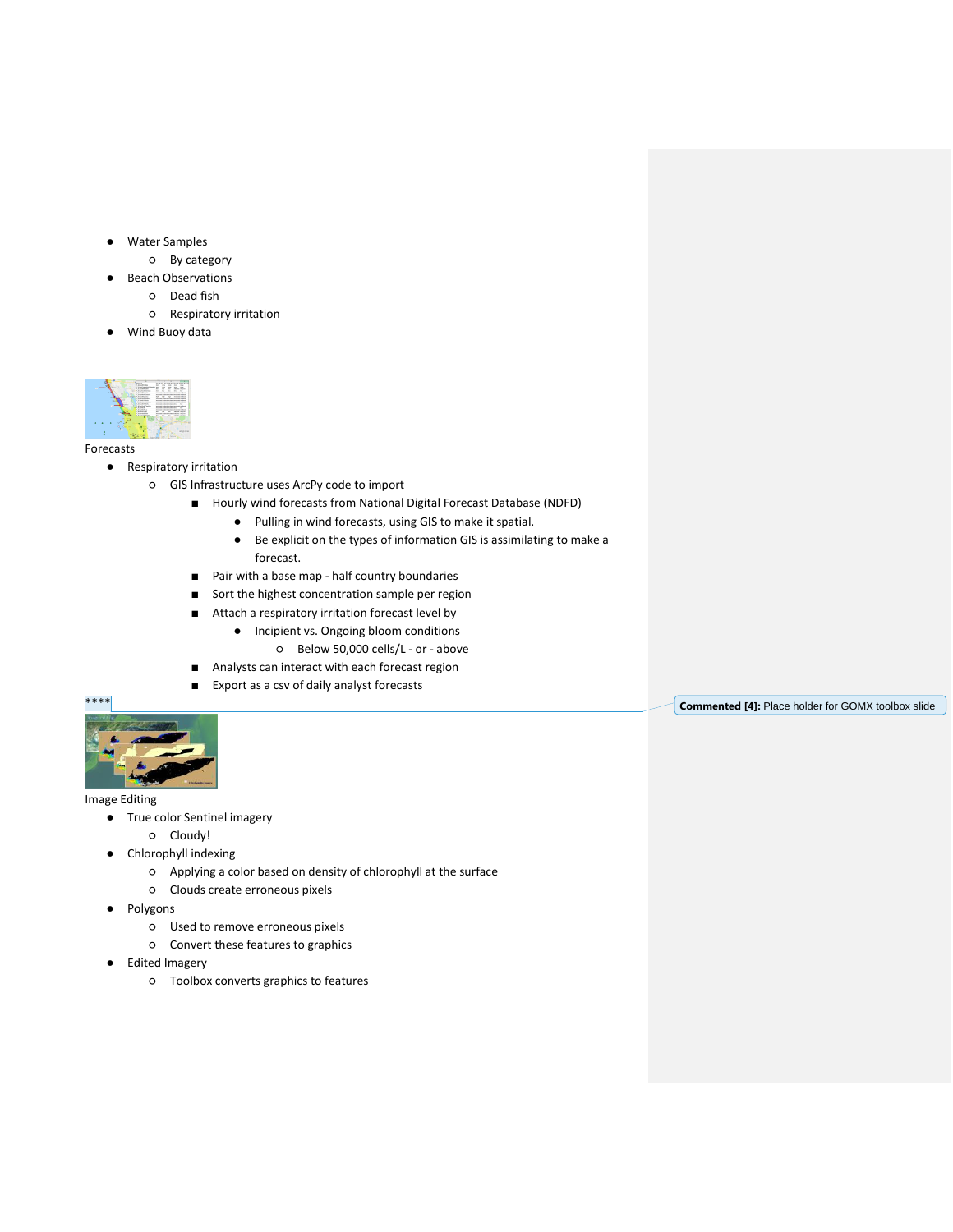- Water Samples
  - By category
- Beach Observations
  - Dead fish
  - Respiratory irritation
- Wind Buoy data

Forecasts

- Respiratory irritation
  - GIS Infrastructure uses ArcPy code to import
    - Hourly wind forecasts from National Digital Forecast Database (NDFD)
      - Pulling in wind forecasts, using GIS to make it spatial.
      - Be explicit on the types of information GIS is assimilating to make a forecast.
    - Pair with a base map - half country boundaries
    - Sort the highest concentration sample per region
    - Attach a respiratory irritation forecast level by
      - Incipient vs. Ongoing bloom conditions
        - Below 50,000 cells/L - or - above
    - Analysts can interact with each forecast region
    - Export as a csv of daily analyst forecasts

****

**Commented [4]:** Place holder for GOMX toolbox slide

Image Editing

- True color Sentinel imagery
  - Cloudy!
- Chlorophyll indexing
  - Applying a color based on density of chlorophyll at the surface
  - Clouds create erroneous pixels
- Polygons
  - Used to remove erroneous pixels
  - Convert these features to graphics
- Edited Imagery
  - Toolbox converts graphics to features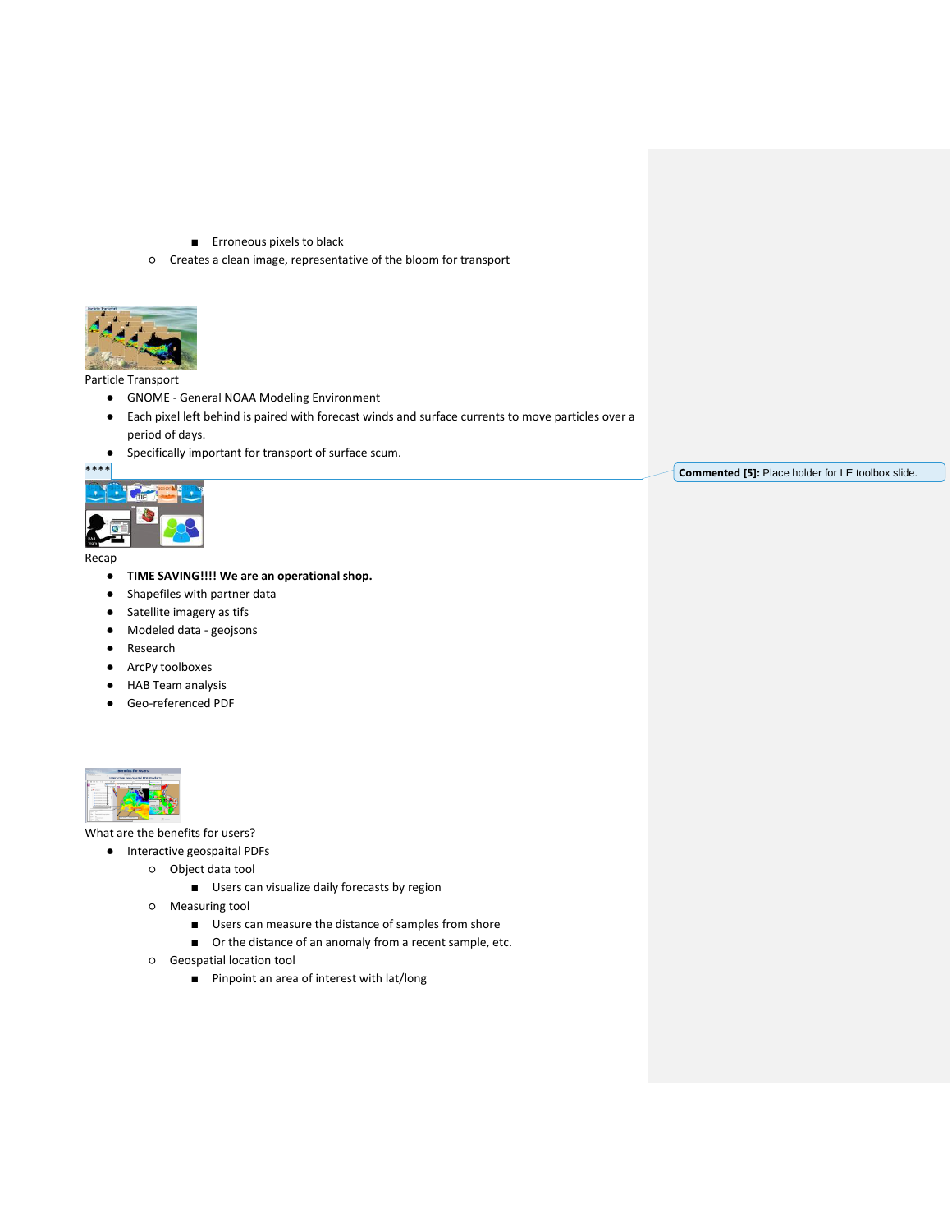- Erroneous pixels to black
- Creates a clean image, representative of the bloom for transport

Particle Transport

- GNOME - General NOAA Modeling Environment
- Each pixel left behind is paired with forecast winds and surface currents to move particles over a period of days.
- Specifically important for transport of surface scum.

****

**Commented [5]:** Place holder for LE toolbox slide.

Recap

- **TIME SAVING!!!! We are an operational shop.**
- Shapefiles with partner data
- Satellite imagery as tifs
- Modeled data - geojsons
- Research
- ArcPy toolboxes
- HAB Team analysis
- Geo-referenced PDF

What are the benefits for users?

- Interactive geospaital PDFs
  - Object data tool
    - Users can visualize daily forecasts by region
  - Measuring tool
    - Users can measure the distance of samples from shore
    - Or the distance of an anomaly from a recent sample, etc.
  - Geospatial location tool
    - Pinpoint an area of interest with lat/long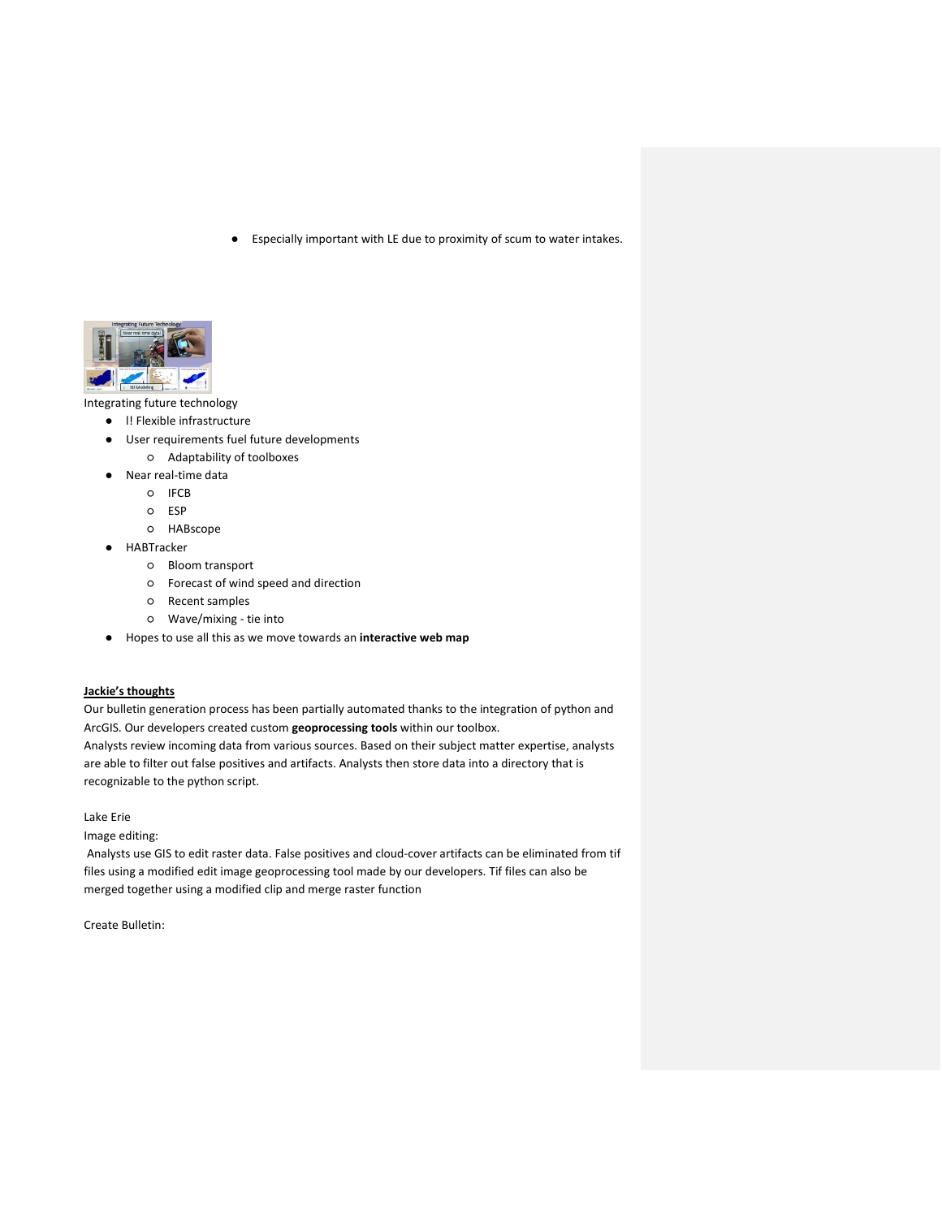- Especially important with LE due to proximity of scum to water intakes.

Integrating future technology

- I! Flexible infrastructure
- User requirements fuel future developments
  - Adaptability of toolboxes
- Near real-time data
  - IFCB
  - ESP
  - HABscope
- HABTracker
  - Bloom transport
  - Forecast of wind speed and direction
  - Recent samples
  - Wave/mixing - tie into
- Hopes to use all this as we move towards an **interactive web map**

**Jackie's thoughts**

Our bulletin generation process has been partially automated thanks to the integration of python and ArcGIS. Our developers created custom **geoprocessing tools** within our toolbox.

Analysts review incoming data from various sources. Based on their subject matter expertise, analysts are able to filter out false positives and artifacts. Analysts then store data into a directory that is recognizable to the python script.

Lake Erie

Image editing:

Analysts use GIS to edit raster data. False positives and cloud-cover artifacts can be eliminated from tif files using a modified edit image geoprocessing tool made by our developers. Tif files can also be merged together using a modified clip and merge raster function

Create Bulletin: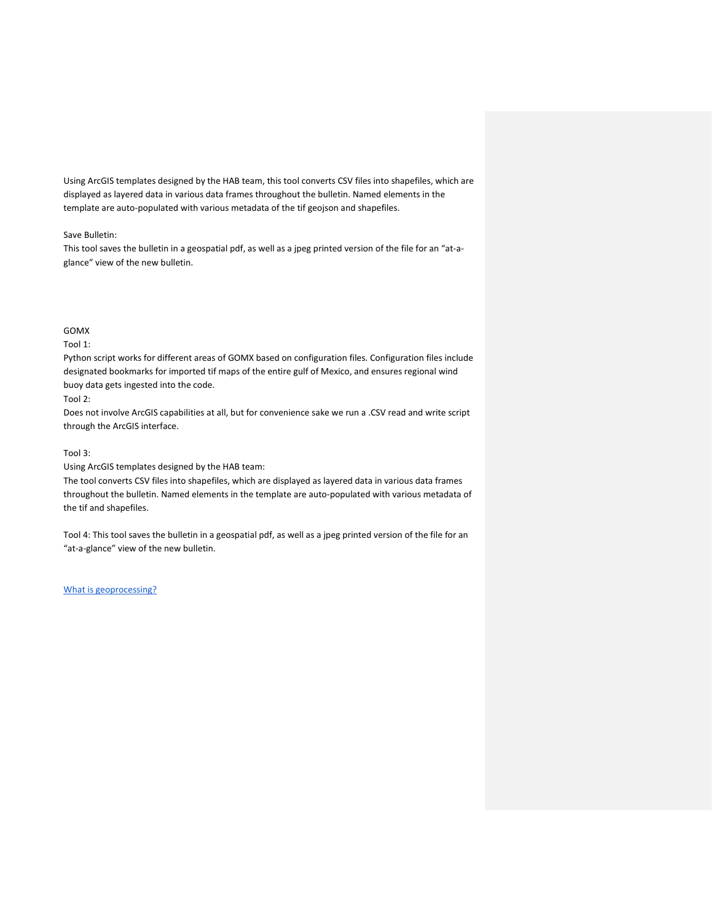Using ArcGIS templates designed by the HAB team, this tool converts CSV files into shapefiles, which are displayed as layered data in various data frames throughout the bulletin. Named elements in the template are auto-populated with various metadata of the tif geojson and shapefiles.

Save Bulletin:
This tool saves the bulletin in a geospatial pdf, as well as a jpeg printed version of the file for an "at-a-glance" view of the new bulletin.

GOMX
Tool 1:
Python script works for different areas of GOMX based on configuration files. Configuration files include designated bookmarks for imported tif maps of the entire gulf of Mexico, and ensures regional wind buoy data gets ingested into the code.
Tool 2:
Does not involve ArcGIS capabilities at all, but for convenience sake we run a .CSV read and write script through the ArcGIS interface.

Tool 3:
Using ArcGIS templates designed by the HAB team:
The tool converts CSV files into shapefiles, which are displayed as layered data in various data frames throughout the bulletin. Named elements in the template are auto-populated with various metadata of the tif and shapefiles.

Tool 4: This tool saves the bulletin in a geospatial pdf, as well as a jpeg printed version of the file for an "at-a-glance" view of the new bulletin.

[What is geoprocessing?]()